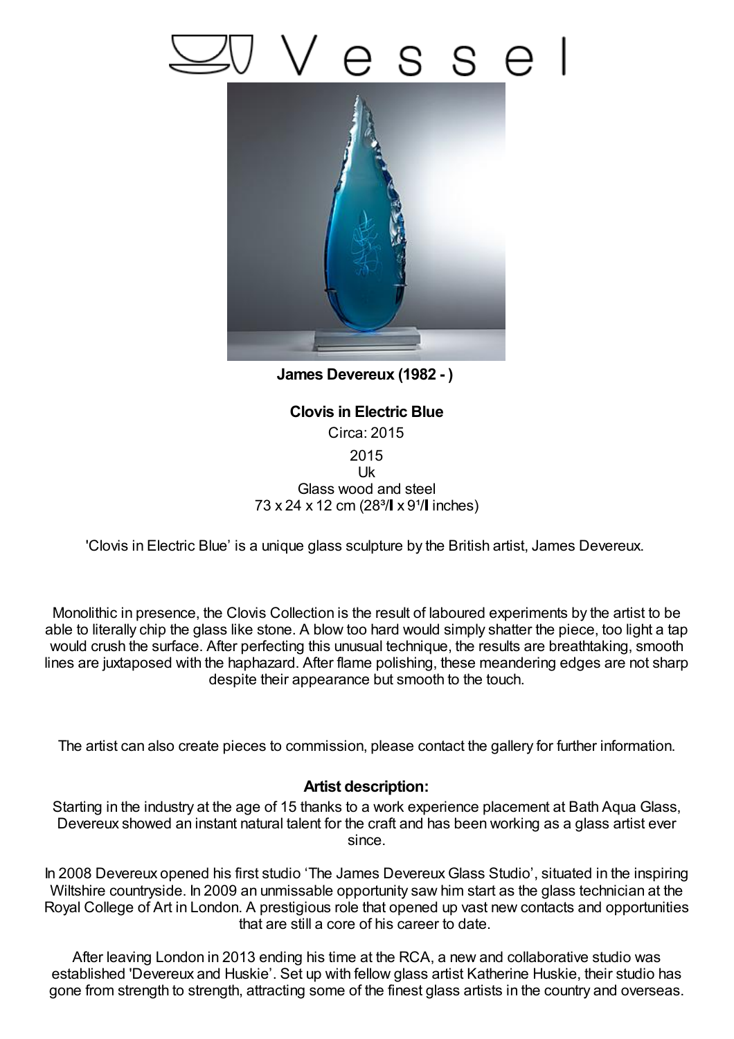# Vessel

**James Devereux (1982 - )**

**Clovis in Electric Blue**

Circa: 2015

2015

Uk

Glass wood and steel

73 x 24 x 12 cm (28³/▌x 9¹/▌inches)

'Clovis in Electric Blue' is a unique glass sculpture by the British artist, James Devereux.

Monolithic in presence, the Clovis Collection is the result of laboured experiments by the artist to be able to literally chip the glass like stone. A blow too hard would simply shatter the piece, too light a tap would crush the surface. After perfecting this unusual technique, the results are breathtaking, smooth lines are juxtaposed with the haphazard. After flame polishing, these meandering edges are not sharp despite their appearance but smooth to the touch.

The artist can also create pieces to commission, please contact the gallery for further information.

**Artist description:**

Starting in the industry at the age of 15 thanks to a work experience placement at Bath Aqua Glass, Devereux showed an instant natural talent for the craft and has been working as a glass artist ever since.

In 2008 Devereux opened his first studio 'The James Devereux Glass Studio', situated in the inspiring Wiltshire countryside. In 2009 an unmissable opportunity saw him start as the glass technician at the Royal College of Art in London. A prestigious role that opened up vast new contacts and opportunities that are still a core of his career to date.

After leaving London in 2013 ending his time at the RCA, a new and collaborative studio was established 'Devereux and Huskie'. Set up with fellow glass artist Katherine Huskie, their studio has gone from strength to strength, attracting some of the finest glass artists in the country and overseas.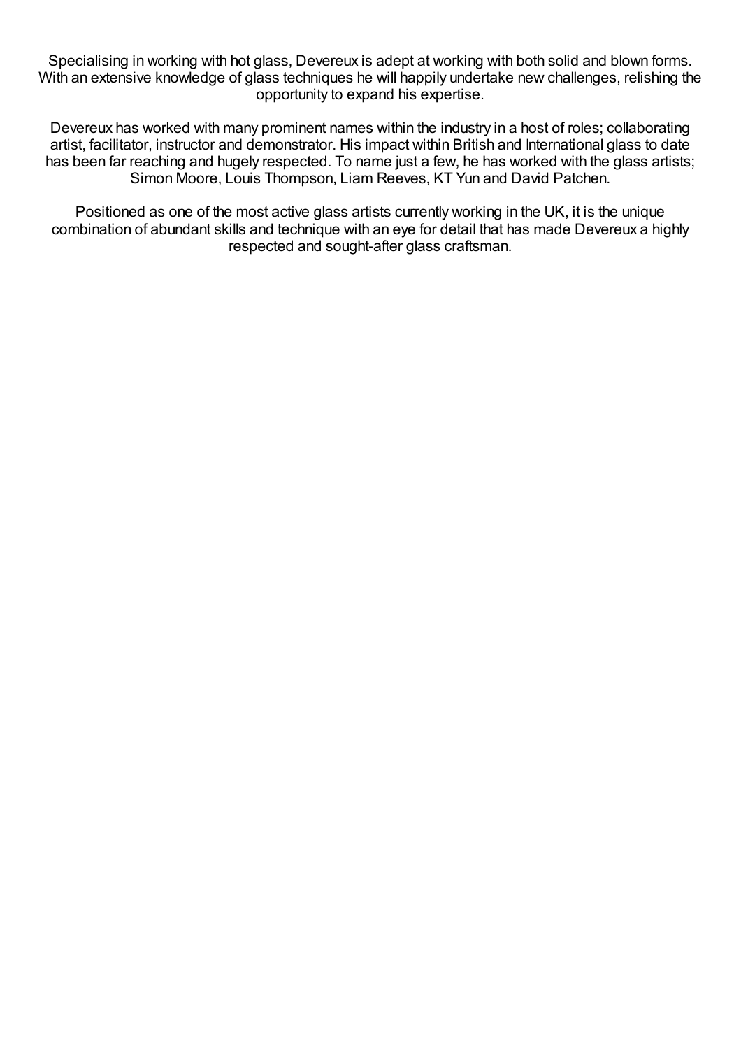Specialising in working with hot glass, Devereux is adept at working with both solid and blown forms. With an extensive knowledge of glass techniques he will happily undertake new challenges, relishing the opportunity to expand his expertise.

Devereux has worked with many prominent names within the industry in a host of roles; collaborating artist, facilitator, instructor and demonstrator. His impact within British and International glass to date has been far reaching and hugely respected. To name just a few, he has worked with the glass artists; Simon Moore, Louis Thompson, Liam Reeves, KT Yun and David Patchen.

Positioned as one of the most active glass artists currently working in the UK, it is the unique combination of abundant skills and technique with an eye for detail that has made Devereux a highly respected and sought-after glass craftsman.